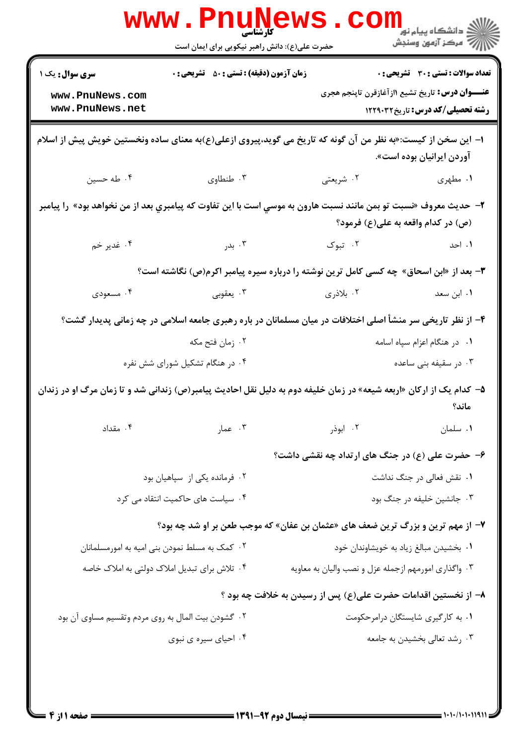کارشناسی

حضرت علی(ع): دانش راهبر نیکویی برای ایمان است

دانشگاه پیام نور
مرکز آزمون وسنجش

**سری سوال:** یک ۱

**زمان آزمون (دقیقه) : تستی : ۵۰ تشریحی : ۰**

**تعداد سوالات : تستی : ۳۰ تشریحی : ۰**

**عنـــوان درس:** تاریخ تشیع ۱ازآغازقرن تاپنجم هجری

**رشته تحصیلی/کد درس:** تاریخ۱۲۲۹۰۳۲

**۱-** این سخن از کیست:«به نظر من آن گونه که تاریخ می گوید،پیروی ازعلی(ع)به معنای ساده ونخستین خویش پیش از اسلام آوردن ایرانیان بوده است».

۱. مطهری ۲. شریعتی ۳. طنطاوی ۴. طه حسین

**۲-** حدیث معروف «نسبت تو بمن مانند نسبت هارون به موسي است با این تفاوت که پیامبري بعد از من نخواهد بود» را پیامبر (ص) در کدام واقعه به علی(ع) فرمود؟

۱. احد ۲. تبوک ۳. بدر ۴. غدیر خم

**۳-** بعد از «ابن اسحاق» چه کسی کامل ترین نوشته را درباره سیره پیامبر اکرم(ص) نگاشته است؟

۱. ابن سعد ۲. بلاذری ۳. یعقوبی ۴. مسعودی

**۴-** از نظر تاریخی سر منشأ اصلی اختلافات در میان مسلمانان در باره رهبری جامعه اسلامی در چه زمانی پدیدار گشت؟

۱. در هنگام اعزام سپاه اسامه
۲. زمان فتح مکه
۳. در سقیفه بنی ساعده
۴. در هنگام تشکیل شورای شش نفره

**۵-** کدام یک از ارکان «اربعه شیعه» در زمان خلیفه دوم به دلیل نقل احادیث پیامبر(ص) زندانی شد و تا زمان مرگ او در زندان ماند؟

۱. سلمان ۲. ابوذر ۳. عمار ۴. مقداد

**۶-** حضرت علی (ع) در جنگ های ارتداد چه نقشی داشت؟

۱. نقش فعالی در جنگ نداشت
۲. فرمانده یکی از سپاهیان بود
۳. جانشین خلیفه در جنگ بود
۴. سیاست های حاکمیت انتقاد می کرد

**۷-** از مهم ترین و بزرگ ترین ضعف های «عثمان بن عفان» که موجب طعن بر او شد چه بود؟

۱. بخشیدن مبالغ زیاد به خویشاوندان خود
۲. کمک به مسلط نمودن بنی امیه به امورمسلمانان
۳. واگذاری امورمهم ازجمله عزل و نصب والیان به معاویه
۴. تلاش برای تبدیل املاک دولتی به املاک خاصه

**۸-** از نخستین اقدامات حضرت علی(ع) پس از رسیدن به خلافت چه بود ؟

۱. به کارگیری شایستگان درامرحکومت
۲. گشودن بیت المال به روی مردم وتقسیم مساوی آن بود
۳. رشد تعالی بخشیدن به جامعه
۴. احیای سیره ی نبوی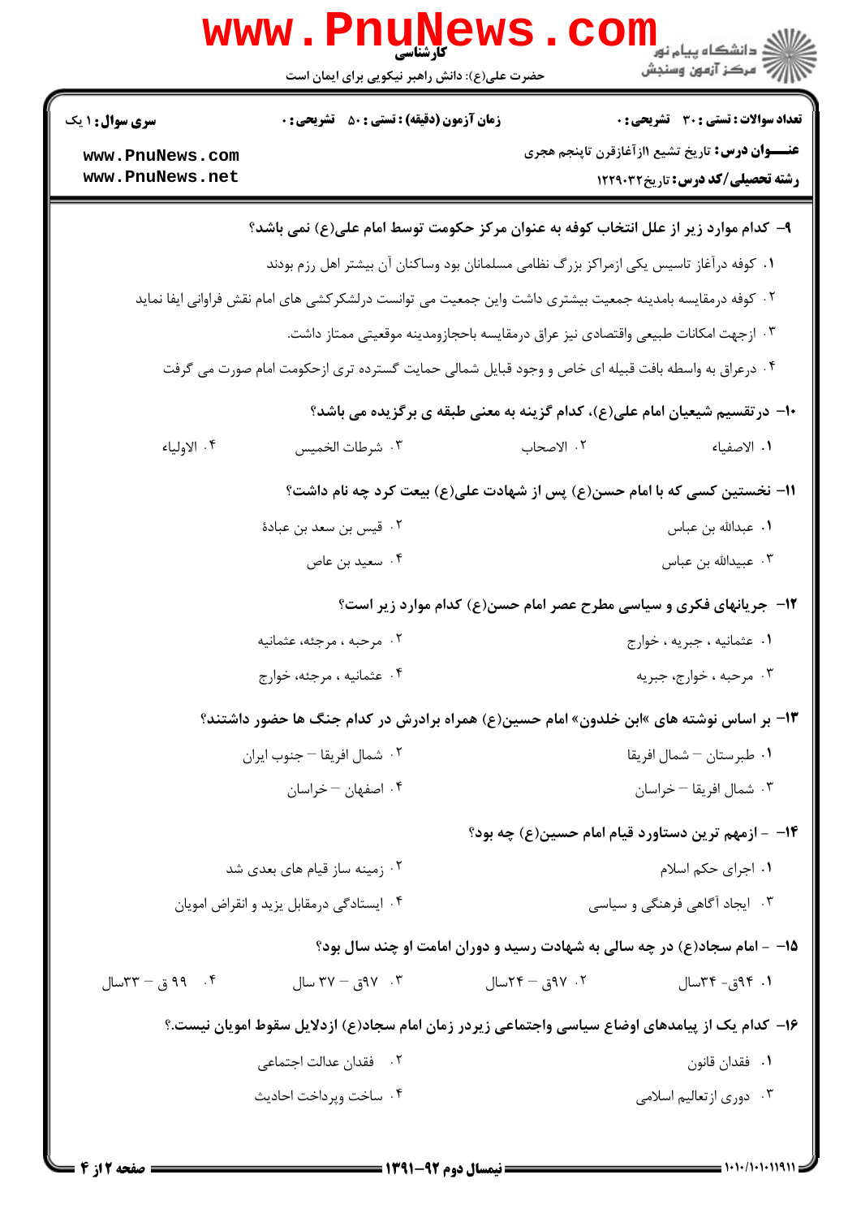**۹– کدام موارد زیر از علل انتخاب کوفه به عنوان مرکز حکومت توسط امام علی(ع) نمی باشد؟**

۱. کوفه درآغاز تاسیس یکی ازمراکز بزرگ نظامی مسلمانان بود وساکنان آن بیشتر اهل رزم بودند

۲. کوفه درمقایسه بامدینه جمعیت بیشتری داشت واین جمعیت می توانست درلشکرکشی های امام نقش فراوانی ایفا نماید

۳. ازجهت امکانات طبیعی واقتصادی نیز عراق درمقایسه باحجازومدینه موقعیتی ممتاز داشت.

۴. درعراق به واسطه بافت قبیله ای خاص و وجود قبایل شمالی حمایت گسترده تری ازحکومت امام صورت می گرفت

**۱۰– درتقسیم شیعیان امام علی(ع)، کدام گزینه به معنی طبقه ی برگزیده می باشد؟**

۱. الاصفیاء

۲. الاصحاب

۳. شرطات الخمیس

۴. الاولیاء

**۱۱– نخستین کسی که با امام حسن(ع) پس از شهادت علی(ع) بیعت کرد چه نام داشت؟**

۱. عبدالله بن عباس

۲. قیس بن سعد بن عبادة

۳. عبیدالله بن عباس

۴. سعید بن عاص

**۱۲– جریانهای فکری و سیاسی مطرح عصر امام حسن(ع) کدام موارد زیر است؟**

۱. عثمانیه ، جبریه ، خوارج

۲. مرحبه ، مرجئه، عثمانیه

۳. مرحبه ، خوارج، جبریه

۴. عثمانیه ، مرجئه، خوارج

**۱۳– بر اساس نوشته های »ابن خلدون« امام حسین(ع) همراه برادرش در کدام جنگ ها حضور داشتند؟**

۱. طبرستان – شمال افریقا

۲. شمال افریقا – جنوب ایران

۳. شمال افریقا – خراسان

۴. اصفهان – خراسان

**۱۴– - ازمهم ترین دستاورد قیام امام حسین(ع) چه بود؟**

۱. اجرای حکم اسلام

۲. زمینه ساز قیام های بعدی شد

۳. ایجاد آگاهی فرهنگی و سیاسی

۴. ایستادگی درمقابل یزید و انقراض امویان

**۱۵– - امام سجاد(ع) در چه سالی به شهادت رسید و دوران امامت او چند سال بود؟**

۱. ۹۴ق- ۳۴سال

۲. ۹۷ق – ۲۴سال

۳. ۹۷ق – ۳۷ سال

۴. ۹۹ ق – ۳۳سال

**۱۶– کدام یک از پیامدهای اوضاع سیاسی واجتماعی زیردر زمان امام سجاد(ع) ازدلایل سقوط امویان نیست.؟**

۱. فقدان قانون

۲. فقدان عدالت اجتماعی

۳. دوری ازتعالیم اسلامی

۴. ساخت وپرداخت احادیث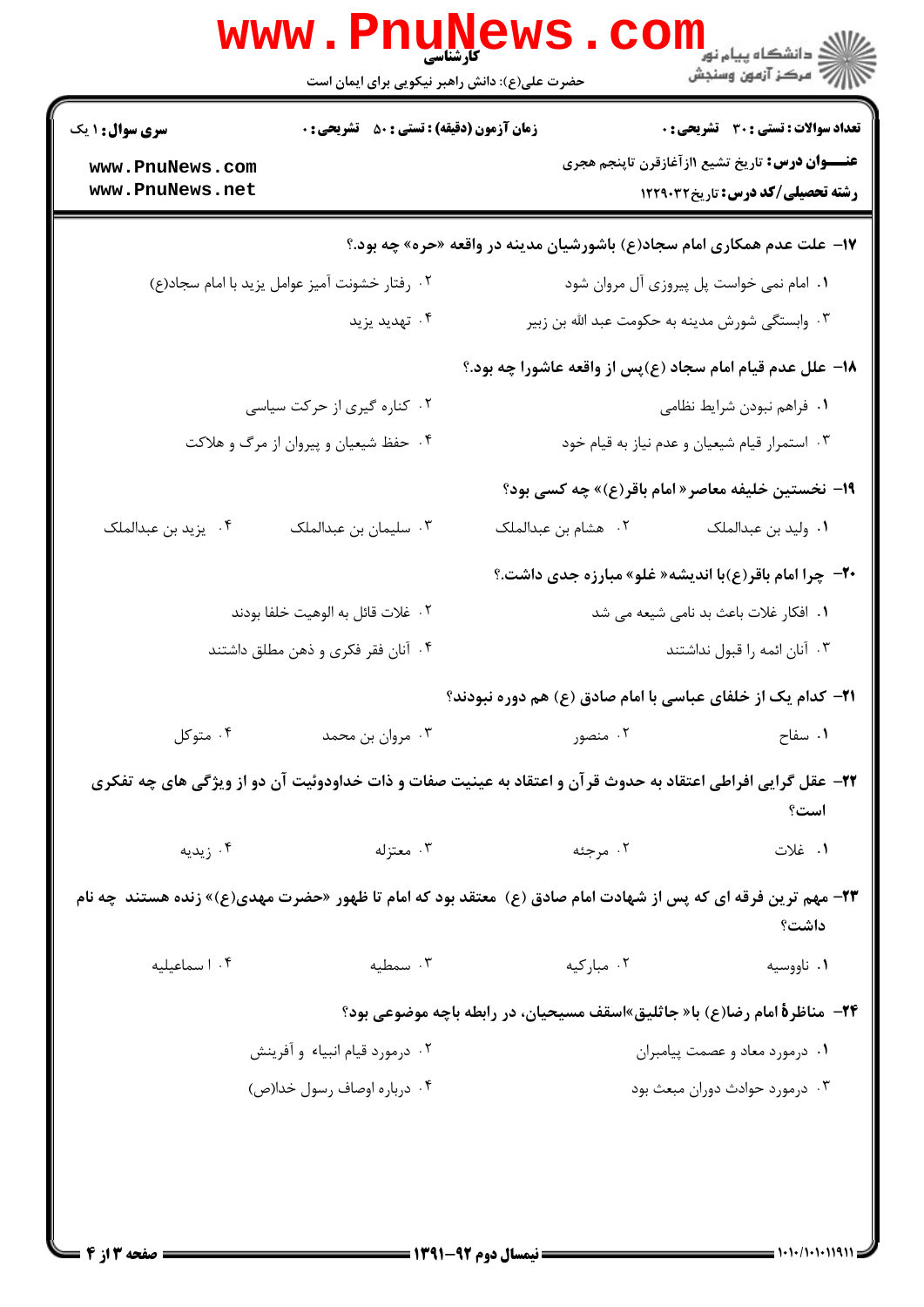۱۷- علت عدم همکاری امام سجاد(ع) باشورشیان مدینه در واقعه «حره» چه بود.؟

۱. امام نمی خواست پل پیروزی آل مروان شود

۲. رفتار خشونت آمیز عوامل یزید با امام سجاد(ع)

۳. وابستگی شورش مدینه به حکومت عبد الله بن زبیر

۴. تهدید یزید

۱۸- علل عدم قیام امام سجاد (ع)پس از واقعه عاشورا چه بود.؟

۱. فراهم نبودن شرایط نظامی

۲. کناره گیری از حرکت سیاسی

۳. استمرار قیام شیعیان و عدم نیاز به قیام خود

۴. حفظ شیعیان و پیروان از مرگ و هلاکت

۱۹- نخستین خلیفه معاصر« امام باقر(ع)» چه کسی بود؟

۱. ولید بن عبدالملک

۲. هشام بن عبدالملک

۳. سلیمان بن عبدالملک

۴. یزید بن عبدالملک

۲۰- چرا امام باقر(ع)با اندیشه« غلو» مبارزه جدی داشت.؟

۱. افکار غلات باعث بد نامی شیعه می شد

۲. غلات قائل به الوهیت خلفا بودند

۳. آنان ائمه را قبول نداشتند

۴. آنان فقر فکری و ذهن مطلق داشتند

۲۱- کدام یک از خلفای عباسی با امام صادق (ع) هم دوره نبودند؟

۱. سفاح

۲. منصور

۳. مروان بن محمد

۴. متوکل

۲۲- عقل گرایی افراطی اعتقاد به حدوث قرآن و اعتقاد به عینیت صفات و ذات خداودوئیت آن دو از ویژگی های چه تفکری است؟

۱. غلاة

۲. مرجئه

۳. معتزله

۴. زیدیه

۲۳- مهم ترین فرقه ای که پس از شهادت امام صادق (ع) معتقد بود که امام تا ظهور «حضرت مهدی(ع)» زنده هستند چه نام داشت؟

۱. ناووسیه

۲. مبارکیه

۳. سمطیه

۴. ا سماعیلیه

۲۴- مناظرهٔ امام رضا(ع) با« جاثلیق»اسقف مسیحیان، در رابطه باچه موضوعی بود؟

۱. درمورد معاد و عصمت پیامبران

۲. درمورد قیام انبیاء و آفرینش

۳. درمورد حوادث دوران مبعث بود

۴. درباره اوصاف رسول خدا(ص)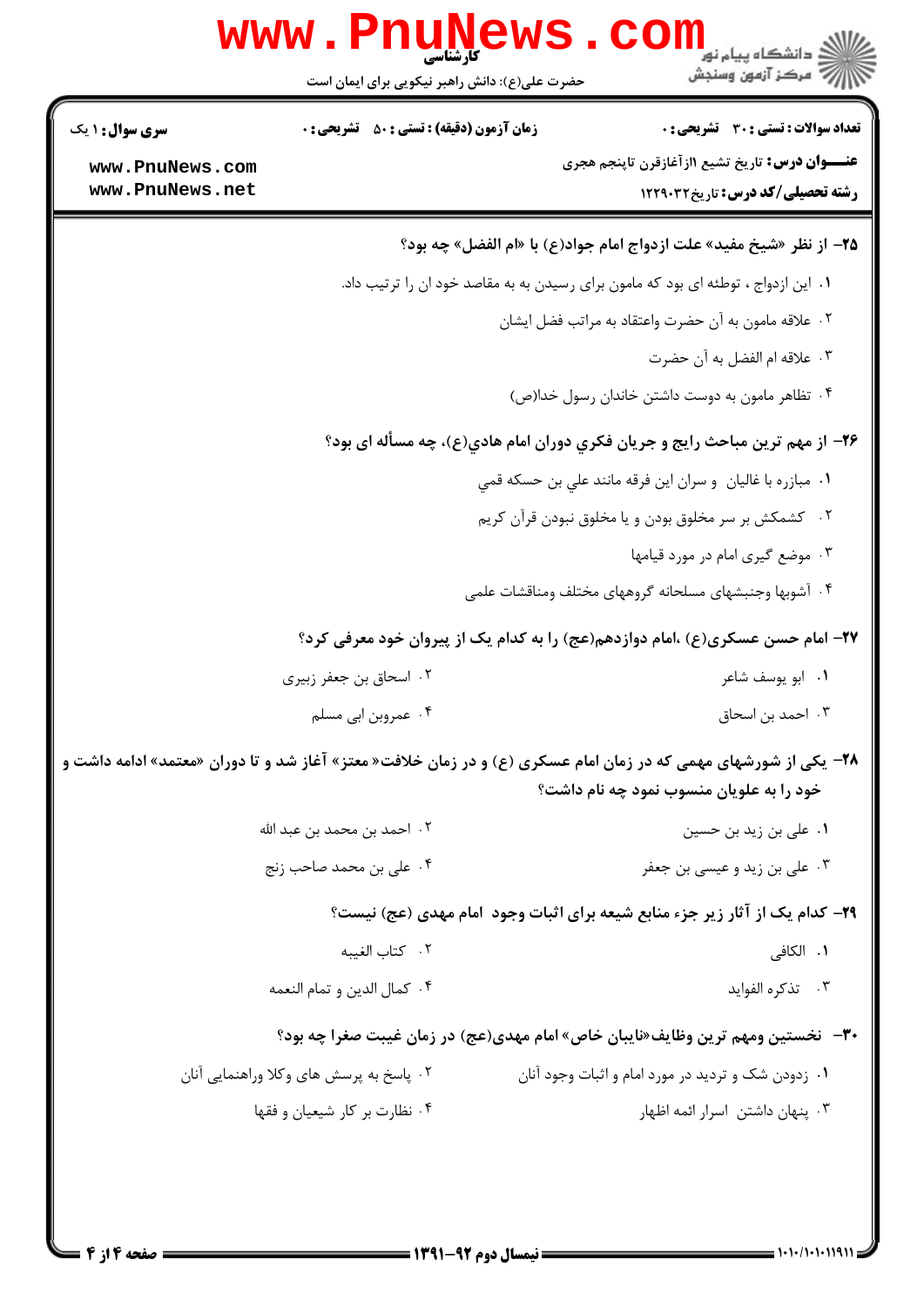۲۵- از نظر «شیخ مفید» علت ازدواج امام جواد(ع) با «ام الفضل» چه بود؟

۱. این ازدواج ، توطئه ای بود که مامون برای رسیدن به مقاصد خود ان را ترتیب داد.

۲. علاقه مامون به آن حضرت واعتقاد به مراتب فضل ایشان

۳. علاقه ام الفضل به آن حضرت

۴. تظاهر مامون به دوست داشتن خاندان رسول خدا(ص)

۲۶- از مهم ترین مباحث رایج و جریان فکري دوران امام هادي(ع)، چه مسأله ای بود؟

۱. مبارزه با غالیان و سران این فرقه مانند علي بن حسکه قمي

۲. کشمکش بر سر مخلوق بودن و یا مخلوق نبودن قرآن کریم

۳. موضع گیری امام در مورد قیامها

۴. آشوبها وجنبشهای مسلحانه گروههای مختلف ومناقشات علمی

۲۷- امام حسن عسکری(ع) ،امام دوازدهم(عج) را به کدام یک از پیروان خود معرفی کرد؟

۱. ابو یوسف شاعر

۲. اسحاق بن جعفر زبیری

۳. احمد بن اسحاق

۴. عمروبن ابی مسلم

۲۸- یکی از شورشهای مهمی که در زمان امام عسکری (ع) و در زمان خلافت« معتز» آغاز شد و تا دوران «معتمد» ادامه داشت و خود را به علویان منسوب نمود چه نام داشت؟

۱. علی بن زید بن حسین

۲. احمد بن محمد بن عبد الله

۳. علی بن زید و عیسی بن جعفر

۴. علی بن محمد صاحب زنج

۲۹- کدام یک از آثار زیر جزء منابع شیعه برای اثبات وجود امام مهدی (عج) نیست؟

۱. الکافی

۲. کتاب الغیبه

۳. تذکره الفواید

۴. کمال الدین و تمام النعمه

۳۰- نخستین ومهم ترین وظایف«نایبان خاص» امام مهدی(عج) در زمان غیبت صغرا چه بود؟

۱. زدودن شک و تردید در مورد امام و اثبات وجود آنان

۲. پاسخ به پرسش های وکلا وراهنمایی آنان

۳. پنهان داشتن اسرار ائمه اظهار

۴. نظارت بر کار شیعیان و فقها